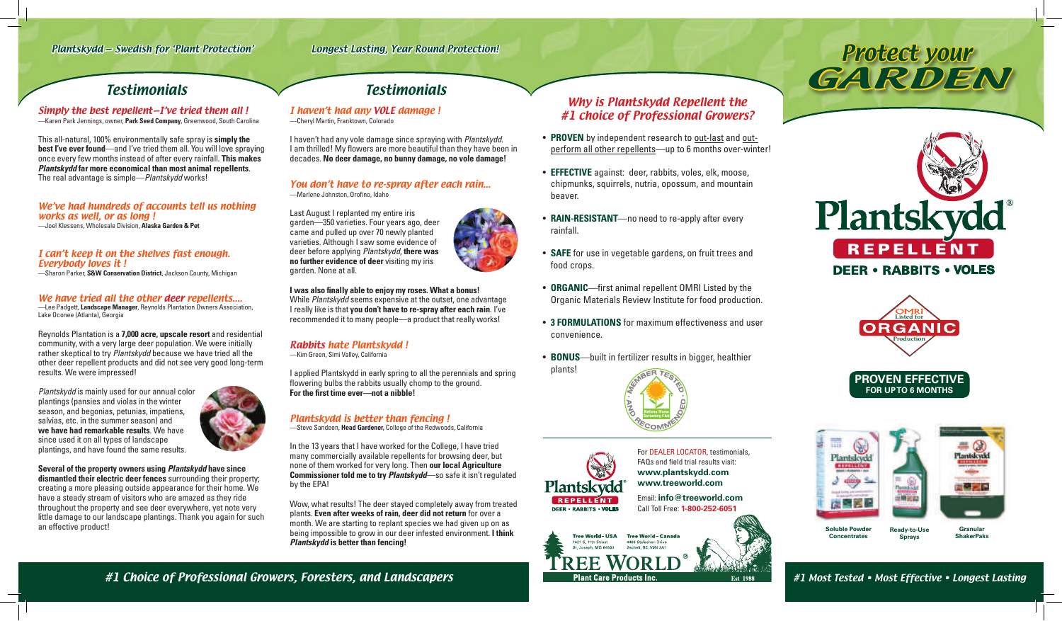*Plantskydd – Swedish for 'Plant Protection'*

*Longest Lasting, Year Round Protection!*

## Testimonials

### *Simply the best repellent—I've tried them all !*

—Karen Park Jennings, owner, **Park Seed Company**, Greenwood, South Carolina

This all-natural, 100% environmentally safe spray is **simply the best I've ever found**—and I've tried them all. You will love spraying once every few months instead of after every rainfall. **This makes *Plantskydd* far more economical than most animal repellents**. The real advantage is simple—*Plantskydd* works!

### *We've had hundreds of accounts tell us nothing works as well, or as long !*

—Joel Klessens, Wholesale Division, **Alaska Garden & Pet**

### *I can't keep it on the shelves fast enough. Everybody loves it !*

—Sharon Parker, **S&W Conservation District**, Jackson County, Michigan

### *We have tried all the other deer repellents....*

—Lee Padgett, **Landscape Manager**, Reynolds Plantation Owners Association, Lake Oconee (Atlanta), Georgia

Reynolds Plantation is a **7,000 acre, upscale resort** and residential community, with a very large deer population. We were initially rather skeptical to try *Plantskydd* because we have tried all the other deer repellent products and did not see very good long-term results. We were impressed!

*Plantskydd* is mainly used for our annual color plantings (pansies and violas in the winter season, and begonias, petunias, impatiens, salvias, etc. in the summer season) and **we have had remarkable results**. We have since used it on all types of landscape plantings, and have found the same results.

**Several of the property owners using *Plantskydd* have since dismantled their electric deer fences** surrounding their property; creating a more pleasing outside appearance for their home. We have a steady stream of visitors who are amazed as they ride throughout the property and see deer everywhere, yet note very little damage to our landscape plantings. Thank you again for such an effective product!

## Testimonials

### *I haven't had any VOLE damage !*

—Cheryl Martin, Franktown, Colorado

I haven't had any vole damage since spraying with *Plantskydd*. I am thrilled! My flowers are more beautiful than they have been in decades. **No deer damage, no bunny damage, no vole damage!**

### *You don't have to re-spray after each rain...*

—Marlene Johnston, Orofino, Idaho

Last August I replanted my entire iris garden—350 varieties. Four years ago, deer came and pulled up over 70 newly planted varieties. Although I saw some evidence of deer before applying *Plantskydd*, **there was no further evidence of deer** visiting my iris garden. None at all.

**I was also finally able to enjoy my roses. What a bonus!** While *Plantskydd* seems expensive at the outset, one advantage I really like is that **you don't have to re-spray after each rain**. I've recommended it to many people—a product that really works!

### *Rabbits hate Plantskydd !*

—Kim Green, Simi Valley, California

I applied Plantskydd in early spring to all the perennials and spring flowering bulbs the rabbits usually chomp to the ground. **For the first time ever—not a nibble!**

### *Plantskydd is better than fencing !*

—Steve Sandeen, **Head Gardener,** College of the Redwoods, California

In the 13 years that I have worked for the College, I have tried many commercially available repellents for browsing deer, but none of them worked for very long. Then **our local Agriculture Commissioner told me to try *Plantskydd***—so safe it isn't regulated by the EPA!

Wow, what results! The deer stayed completely away from treated plants. **Even after weeks of rain, deer did not return** for over a month. We are starting to replant species we had given up on as being impossible to grow in our deer infested environment. **I think *Plantskydd* is better than fencing!**

## *Why is Plantskydd Repellent the #1 choice of Professional Growers?*

- **PROVEN** by independent research to out-last and out-perform all other repellents—up to 6 months over-winter!
- **EFFECTIVE** against: deer, rabbits, voles, elk, moose, chipmunks, squirrels, nutria, opossum, and mountain beaver.
- **RAIN-RESISTANT**—no need to re-apply after every rainfall.
- **SAFE** for use in vegetable gardens, on fruit trees and food crops.
- **ORGANIC**—first animal repellent OMRI Listed by the Organic Materials Review Institute for food production.
- **3 FORMULATIONS** for maximum effectiveness and user convenience.
- **BONUS**—built in fertilizer results in bigger, healthier plants!

Member Tested and Recommended — National Home Gardening Club

Plantskydd® REPELLENT — DEER • RABBITS • VOLES

For DEALER LOCATOR, testimonials, FAQs and field trial results visit:
**www.plantskydd.com**
**www.treeworld.com**

Email: **info@treeworld.com**
Call Toll Free: **1-800-252-6051**

Tree World - USA, 1421 S. 11th Street, St. Joseph, MO 64503
Tree World - Canada, 4466 Stafeshen Drive, Sechelt, BC, V0N 3A1

TREE WORLD® Plant Care Products Inc. Est 1988

# Protect your GARDEN

Plantskydd® REPELLENT

DEER • RABBITS • VOLES

OMRI Listed for ORGANIC Production

PROVEN EFFECTIVE FOR UPTO 6 MONTHS

Soluble Powder Concentrates — Ready-to-Use Sprays — Granular ShakerPaks

*#1 Choice of Professional Growers, Foresters, and Landscapers*

*#1 Most Tested • Most Effective • Longest Lasting*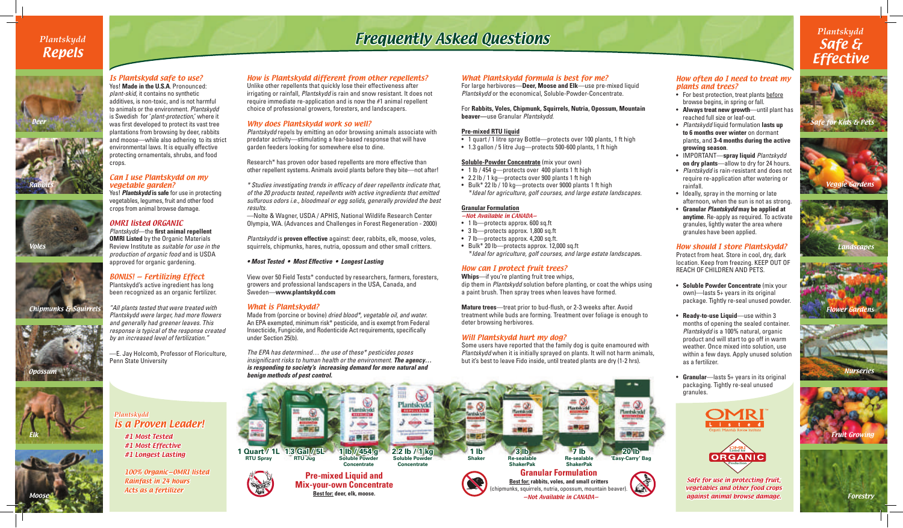## Plantskydd Repels

Deer

Rabbits

Voles

Chipmunks & Squirrels

Opossum

Elk

Moose

# Frequently Asked Questions

### Is Plantskydd safe to use?

Yes! **Made in the U.S.A.** Pronounced: *plant-skid*, it contains no synthetic additives, is non-toxic, and is not harmful to animals or the environment. *Plantskydd* is Swedish for '*plant-protection*,' where it was first developed to protect its vast tree plantations from browsing by deer, rabbits and moose—while also adhering to its strict environmental laws. It is equally effective protecting ornamentals, shrubs, and food crops.

### Can I use Plantskydd on my vegetable garden?

Yes! ***Plantskydd* is safe** for use in protecting vegetables, legumes, fruit and other food crops from animal browse damage.

### OMRI listed ORGANIC

*Plantskydd*—the **first animal repellent OMRI Listed** by the Organic Materials Review Institute as *suitable for use in the production of organic food* and is USDA approved for organic gardening.

### BONUS! – Fertilizing Effect

Plantskydd's active ingredient has long been recognized as an organic fertilizer.

*"All plants tested that were treated with Plantskydd were larger, had more flowers and generally had greener leaves. This response is typical of the response created by an increased level of fertilization."*

—E. Jay Holcomb, Professor of Floriculture, Penn State University

### How is Plantskydd different from other repellents?

Unlike other repellents that quickly lose their effectiveness after irrigating or rainfall, *Plantskydd* is rain and snow resistant. It does not require immediate re-application and is now the #1 animal repellent choice of professional growers, foresters, and landscapers.

### Why does Plantskydd work so well?

*Plantskydd* repels by emitting an odor browsing animals associate with predator activity—stimulating a fear-based response that will have garden feeders looking for somewhere else to dine.

Research* has proven odor based repellents are more effective than other repellent systems. Animals avoid plants before they bite—not after!

*\* Studies investigating trends in efficacy of deer repellents indicate that, of the 20 products tested, repellents with active ingredients that emitted sulfurous odors i.e., bloodmeal or egg solids, generally provided the best results.*

—Nolte & Wagner, USDA / APHIS, National Wildlife Research Center Olympia, WA. (Advances and Challenges in Forest Regeneration - 2000)

*Plantskydd* is **proven effective** against: deer, rabbits, elk, moose, voles, squirrels, chipmunks, hares, nutria, opossum and other small critters.

***• Most Tested • Most Effective • Longest Lasting***

View over 50 Field Tests* conducted by researchers, farmers, foresters, growers and professional landscapers in the USA, Canada, and Sweden—**www.plantskydd.com**

### What is Plantskydd?

Made from (porcine or bovine) *dried blood\**, *vegetable oil*, and *water*. An EPA exempted, minimum risk* pesticide, and is exempt from Federal Insecticide, Fungicide, and Rodenticide Act requirements, specifically under Section 25(b).

*The EPA has determined… the use of these\* pesticides poses insignificant risks to human health or the environment.* ***The agency… is responding to society's increasing demand for more natural and benign methods of pest control.***

### What Plantskydd formula is best for me?

For large herbivores—**Deer, Moose and Elk**—use pre-mixed liquid *Plantskydd* or the economical, Soluble-Powder-Concentrate.

For **Rabbits, Voles, Chipmunk, Squirrels, Nutria, Opossum, Mountain beaver**—use Granular *Plantskydd.*

**Pre-mixed RTU liquid**

- 1 quart / 1 litre spray Bottle—protects over 100 plants, 1 ft high
- 1.3 gallon / 5 litre Jug—protects 500-600 plants, 1 ft high

**Soluble-Powder Concentrate** (mix your own)

- 1 lb / 454 g—protects over 400 plants 1 ft high
- 2.2 lb / 1 kg—protects over 900 plants 1 ft high
- Bulk* 22 lb / 10 kg—protects over 9000 plants 1 ft high
  *\*Ideal for agriculture, golf courses, and large estate landscapes.*

**Granular Formulation**
*–Not Available in CANADA–*

- 1 lb—protects approx. 600 sq.ft
- 3 lb—protects approx. 1,800 sq.ft
- 7 lb—protects approx. 4,200 sq.ft.
- Bulk* 20 lb—protects approx. 12,000 sq.ft
  *\*Ideal for agriculture, golf courses, and large estate landscapes.*

### How can I protect fruit trees?

**Whips**—if you're planting fruit tree whips, dip them in *Plantskydd* solution before planting, or coat the whips using a paint brush. Then spray trees when leaves have formed.

**Mature trees**—treat prior to bud-flush, or 2-3 weeks after. Avoid treatment while buds are forming. Treatment over foliage is enough to deter browsing herbivores.

### Will Plantskydd hurt my dog?

Some users have reported that the family dog is quite enamoured with *Plantskydd* when it is initially sprayed on plants. It will not harm animals, but it's best to leave Fido inside, until treated plants are dry (1-2 hrs).

### How often do I need to treat my plants and trees?

- For best protection, treat plants before browse begins, in spring or fall.
- **Always treat new growth**—until plant has reached full size or leaf-out.
- *Plantskydd* liquid formulation **lasts up to 6 months over winter** on dormant plants, and **3-4 months during the active growing season**.
- IMPORTANT—**spray liquid** *Plantskydd* **on dry plants**—allow to dry for 24 hours.
- *Plantskydd* is rain-resistant and does not require re-application after watering or rainfall.
- Ideally, spray in the morning or late afternoon, when the sun is not as strong.
- **Granular *Plantskydd* may be applied at anytime.** Re-apply as required. To activate granules, lightly water the area where granules have been applied.

### How should I store Plantskydd?

Protect from heat. Store in cool, dry, dark location. Keep from freezing. KEEP OUT OF REACH OF CHILDREN AND PETS.

- **Soluble Powder Concentrate** (mix your own)—lasts 5+ years in its original package. Tightly re-seal unused powder.
- **Ready-to-use Liquid**—use within 3 months of opening the sealed container. *Plantskydd* is a 100% natural, organic product and will start to go off in warm weather. Once mixed into solution, use within a few days. Apply unused solution as a fertilizer.
- **Granular**—lasts 5+ years in its original packaging. Tightly re-seal unused granules.

OMRI Listed — Organic Materials Review Institute

OMRI Listed for ORGANIC Production

*Safe for use in protecting fruit, vegetables and other food crops against animal browse damage.*

### Plantskydd is a Proven Leader!

*#1 Most Tested*
*#1 Most Effective*
*#1 Longest Lasting*

*100% Organic–OMRI listed*
*Rainfast in 24 hours*
*Acts as a fertilizer*

**1 Quart / 1L** RTU Spray — **1.3 Gal / 5L** RTU Jug — **1 lb / 454 g** Soluble Powder Concentrate — **2.2 lb / 1 kg** Soluble Powder Concentrate

**Pre-mixed Liquid and Mix-your-own Concentrate**
**Best for:** deer, elk, moose.

**1 lb** Shaker — **3 lb** Re-sealable ShakerPak — **7 lb** Re-sealable ShakerPak — **20 lb** 'Easy-Carry' Bag

**Granular Formulation**
**Best for:** rabbits, voles, and small critters (chipmunks, squirrels, nutria, opossum, mountain beaver).
*–Not Available in CANADA–*

## Plantskydd Safe & Effective

Safe for Kids & Pets

Veggie Gardens

Landscapes

Flower Gardens

Nurseries

Fruit Growing

Forestry